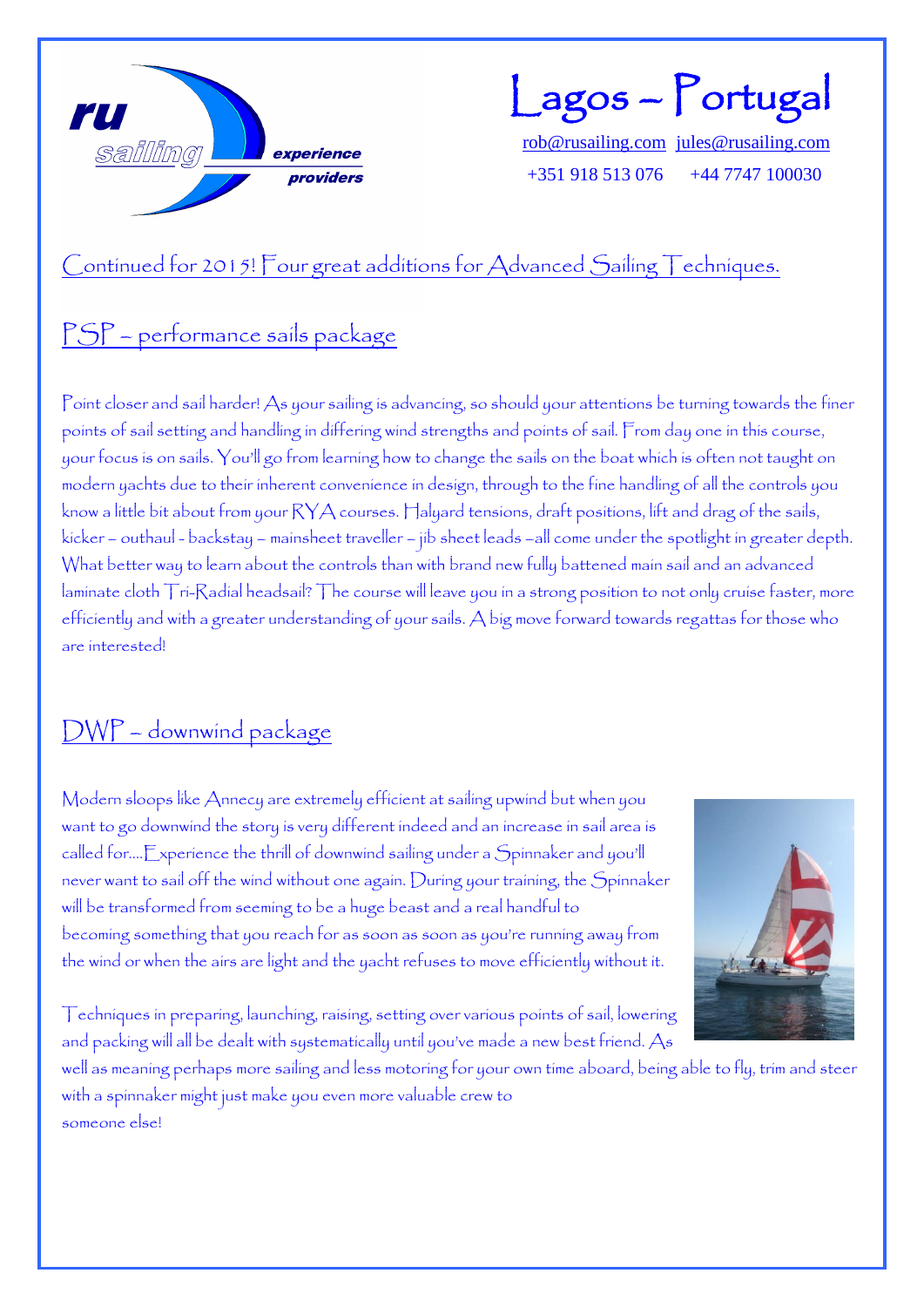ru sailing experience providers

# Lagos – Portugal

rob@rusailing.com jules@rusailing.com

+351 918 513 076 +44 7747 100030

## Continued for 2015! Four great additions for Advanced Sailing Techniques.

## PSP – performance sails package

Point closer and sail harder! As your sailing is advancing, so should your attentions be turning towards the finer points of sail setting and handling in differing wind strengths and points of sail. From day one in this course, your focus is on sails. You'll go from learning how to change the sails on the boat which is often not taught on modern yachts due to their inherent convenience in design, through to the fine handling of all the controls you know a little bit about from your RYA courses. Halyard tensions, draft positions, lift and drag of the sails, kicker – outhaul - backstay – mainsheet traveller – jib sheet leads –all come under the spotlight in greater depth. What better way to learn about the controls than with brand new fully battened main sail and an advanced laminate cloth Tri-Radial headsail? The course will leave you in a strong position to not only cruise faster, more efficiently and with a greater understanding of your sails. A big move forward towards regattas for those who are interested!

## DWP – downwind package

Modern sloops like Annecy are extremely efficient at sailing upwind but when you want to go downwind the story is very different indeed and an increase in sail area is called for….Experience the thrill of downwind sailing under a Spinnaker and you'll never want to sail off the wind without one again. During your training, the Spinnaker will be transformed from seeming to be a huge beast and a real handful to becoming something that you reach for as soon as soon as you're running away from the wind or when the airs are light and the yacht refuses to move efficiently without it.

Techniques in preparing, launching, raising, setting over various points of sail, lowering and packing will all be dealt with systematically until you've made a new best friend. As well as meaning perhaps more sailing and less motoring for your own time aboard, being able to fly, trim and steer with a spinnaker might just make you even more valuable crew to someone else!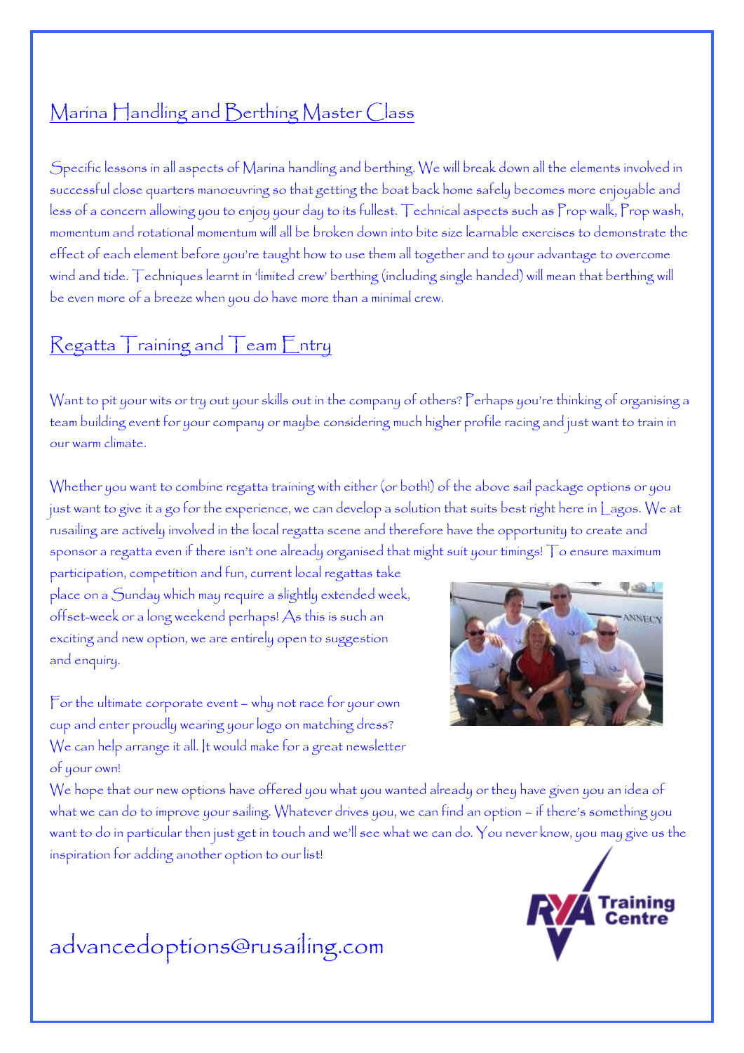## Marina Handling and Berthing Master Class

Specific lessons in all aspects of Marina handling and berthing. We will break down all the elements involved in successful close quarters manoeuvring so that getting the boat back home safely becomes more enjoyable and less of a concern allowing you to enjoy your day to its fullest. Technical aspects such as Prop walk, Prop wash, momentum and rotational momentum will all be broken down into bite size learnable exercises to demonstrate the effect of each element before you're taught how to use them all together and to your advantage to overcome wind and tide. Techniques learnt in 'limited crew' berthing (including single handed) will mean that berthing will be even more of a breeze when you do have more than a minimal crew.

## Regatta Training and Team Entry

Want to pit your wits or try out your skills out in the company of others? Perhaps you're thinking of organising a team building event for your company or maybe considering much higher profile racing and just want to train in our warm climate.

Whether you want to combine regatta training with either (or both!) of the above sail package options or you just want to give it a go for the experience, we can develop a solution that suits best right here in Lagos. We at rusailing are actively involved in the local regatta scene and therefore have the opportunity to create and sponsor a regatta even if there isn't one already organised that might suit your timings! To ensure maximum participation, competition and fun, current local regattas take place on a Sunday which may require a slightly extended week, offset-week or a long weekend perhaps! As this is such an exciting and new option, we are entirely open to suggestion and enquiry.

For the ultimate corporate event – why not race for your own cup and enter proudly wearing your logo on matching dress? We can help arrange it all. It would make for a great newsletter of your own!

We hope that our new options have offered you what you wanted already or they have given you an idea of what we can do to improve your sailing. Whatever drives you, we can find an option – if there's something you want to do in particular then just get in touch and we'll see what we can do. You never know, you may give us the inspiration for adding another option to our list!

RYA Training Centre

advancedoptions@rusailing.com